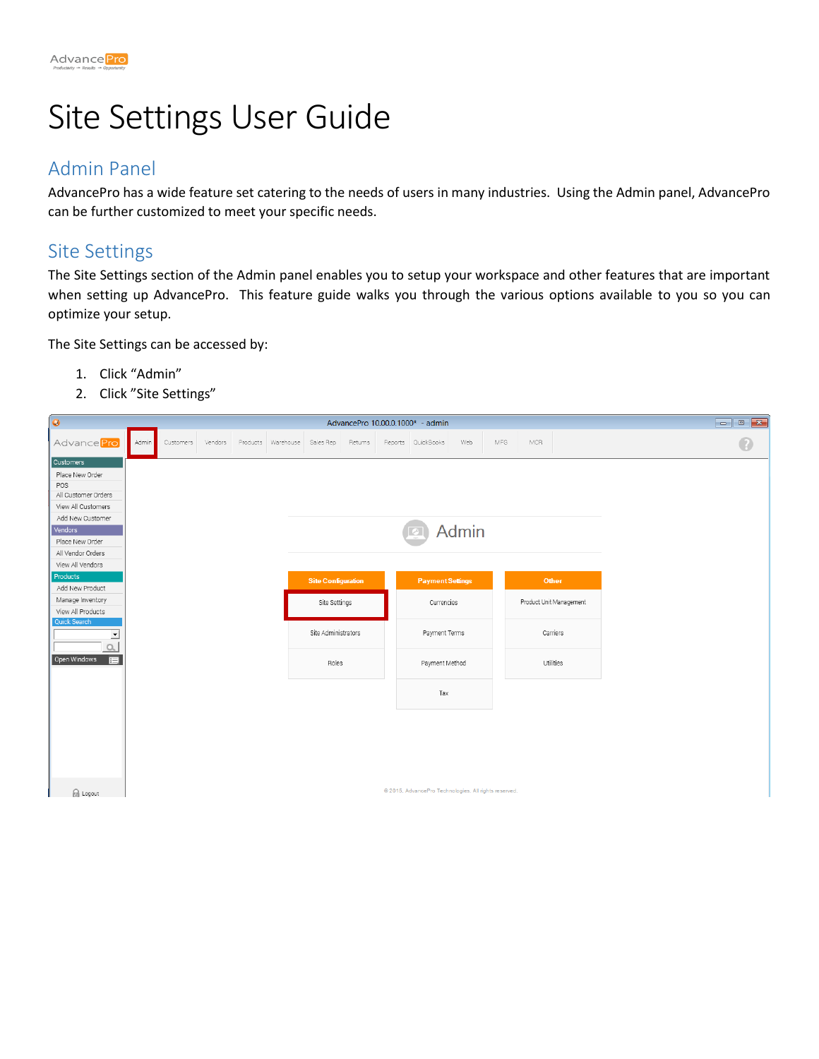# Site Settings User Guide

## Admin Panel

AdvancePro has a wide feature set catering to the needs of users in many industries. Using the Admin panel, AdvancePro can be further customized to meet your specific needs.

## Site Settings

The Site Settings section of the Admin panel enables you to setup your workspace and other features that are important when setting up AdvancePro. This feature guide walks you through the various options available to you so you can optimize your setup.

The Site Settings can be accessed by:

1. Click "Admin"
2. Click "Site Settings"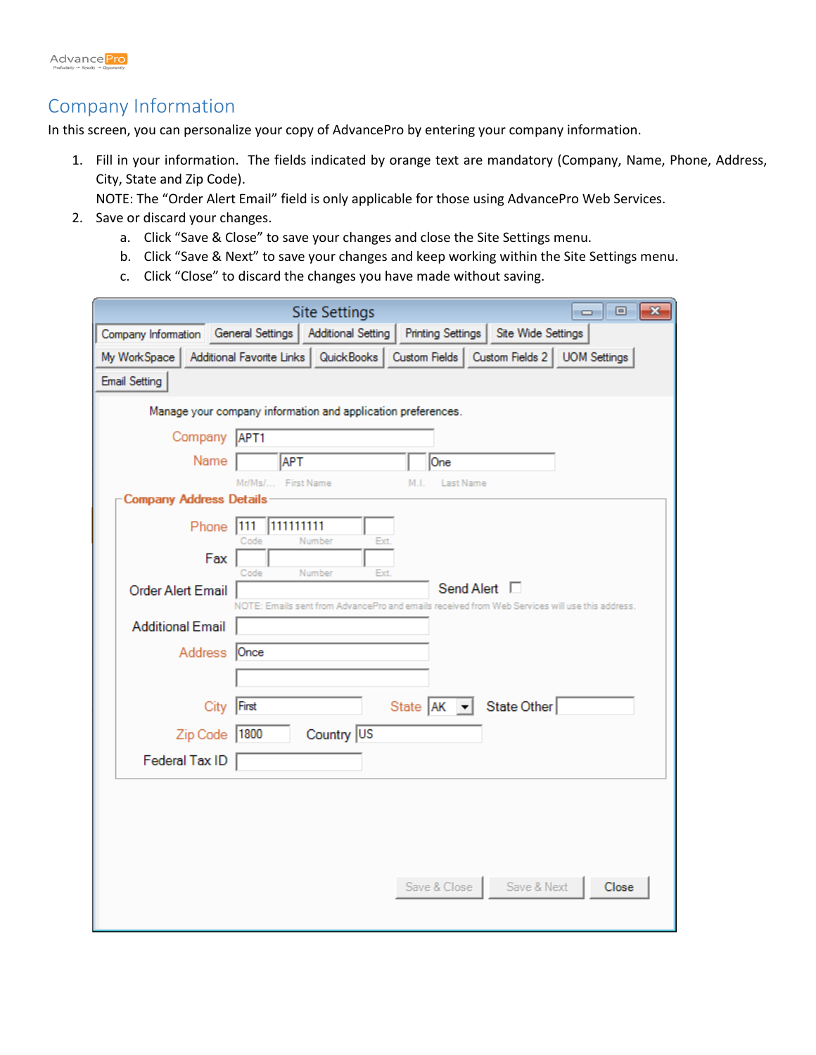## Company Information

In this screen, you can personalize your copy of AdvancePro by entering your company information.

1. Fill in your information. The fields indicated by orange text are mandatory (Company, Name, Phone, Address, City, State and Zip Code).
   NOTE: The "Order Alert Email" field is only applicable for those using AdvancePro Web Services.
2. Save or discard your changes.
   a. Click "Save & Close" to save your changes and close the Site Settings menu.
   b. Click "Save & Next" to save your changes and keep working within the Site Settings menu.
   c. Click "Close" to discard the changes you have made without saving.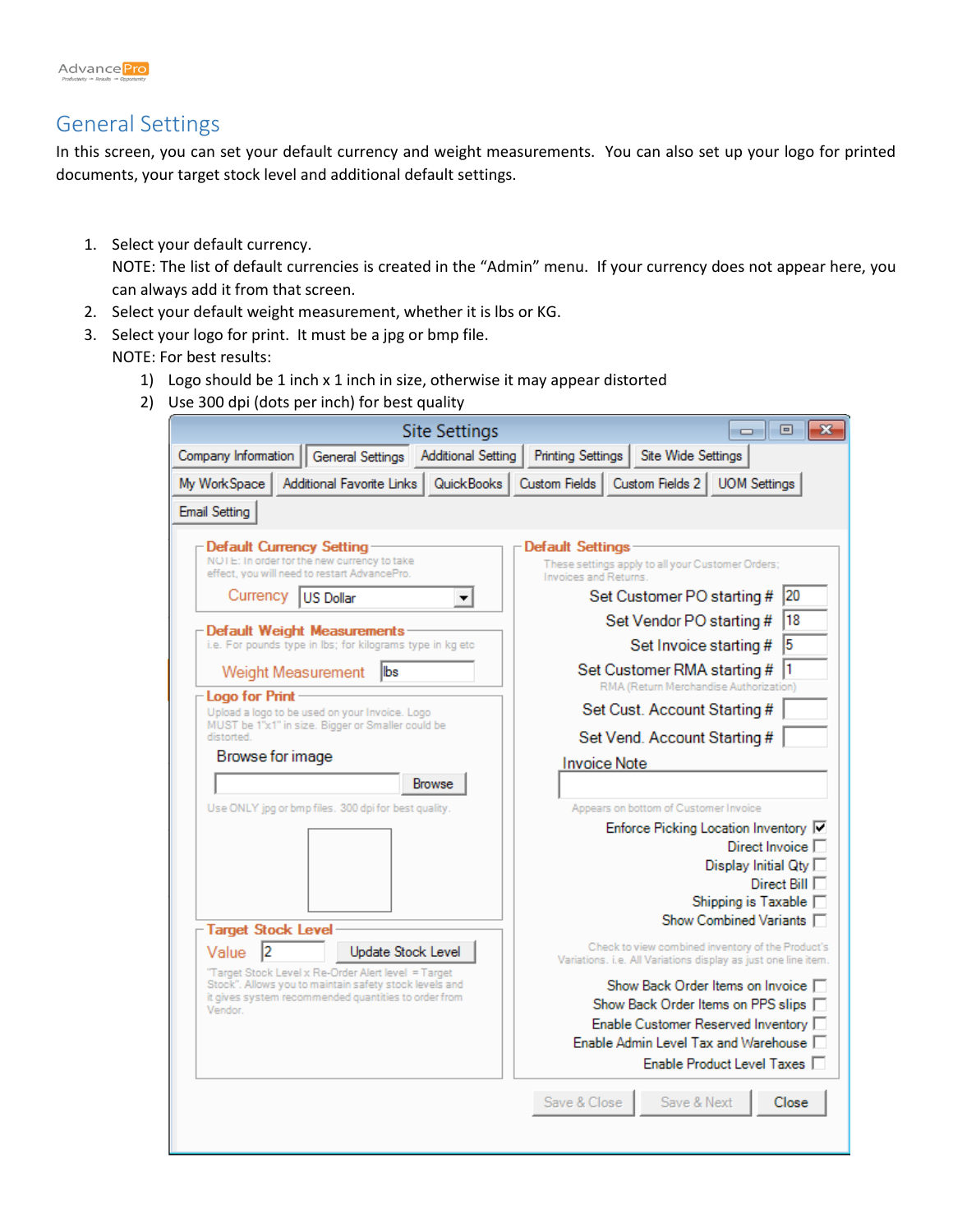## General Settings

In this screen, you can set your default currency and weight measurements. You can also set up your logo for printed documents, your target stock level and additional default settings.

1. Select your default currency.
   NOTE: The list of default currencies is created in the "Admin" menu. If your currency does not appear here, you can always add it from that screen.
2. Select your default weight measurement, whether it is lbs or KG.
3. Select your logo for print. It must be a jpg or bmp file.
   NOTE: For best results:
   1) Logo should be 1 inch x 1 inch in size, otherwise it may appear distorted
   2) Use 300 dpi (dots per inch) for best quality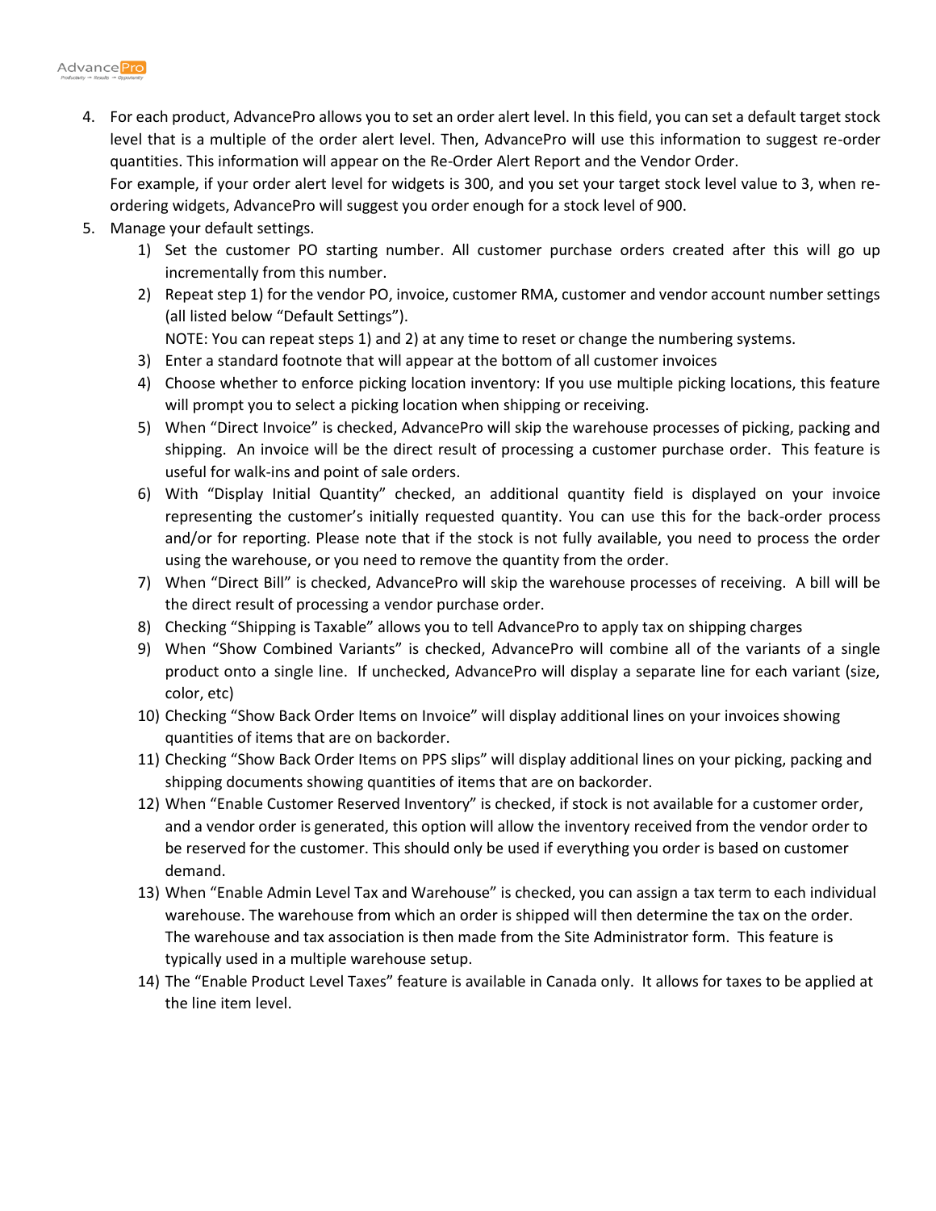4. For each product, AdvancePro allows you to set an order alert level. In this field, you can set a default target stock level that is a multiple of the order alert level. Then, AdvancePro will use this information to suggest re-order quantities. This information will appear on the Re-Order Alert Report and the Vendor Order.
   For example, if your order alert level for widgets is 300, and you set your target stock level value to 3, when re-ordering widgets, AdvancePro will suggest you order enough for a stock level of 900.
5. Manage your default settings.
   1) Set the customer PO starting number. All customer purchase orders created after this will go up incrementally from this number.
   2) Repeat step 1) for the vendor PO, invoice, customer RMA, customer and vendor account number settings (all listed below "Default Settings").
      NOTE: You can repeat steps 1) and 2) at any time to reset or change the numbering systems.
   3) Enter a standard footnote that will appear at the bottom of all customer invoices
   4) Choose whether to enforce picking location inventory: If you use multiple picking locations, this feature will prompt you to select a picking location when shipping or receiving.
   5) When "Direct Invoice" is checked, AdvancePro will skip the warehouse processes of picking, packing and shipping. An invoice will be the direct result of processing a customer purchase order. This feature is useful for walk-ins and point of sale orders.
   6) With "Display Initial Quantity" checked, an additional quantity field is displayed on your invoice representing the customer's initially requested quantity. You can use this for the back-order process and/or for reporting. Please note that if the stock is not fully available, you need to process the order using the warehouse, or you need to remove the quantity from the order.
   7) When "Direct Bill" is checked, AdvancePro will skip the warehouse processes of receiving. A bill will be the direct result of processing a vendor purchase order.
   8) Checking "Shipping is Taxable" allows you to tell AdvancePro to apply tax on shipping charges
   9) When "Show Combined Variants" is checked, AdvancePro will combine all of the variants of a single product onto a single line. If unchecked, AdvancePro will display a separate line for each variant (size, color, etc)
   10) Checking "Show Back Order Items on Invoice" will display additional lines on your invoices showing quantities of items that are on backorder.
   11) Checking "Show Back Order Items on PPS slips" will display additional lines on your picking, packing and shipping documents showing quantities of items that are on backorder.
   12) When "Enable Customer Reserved Inventory" is checked, if stock is not available for a customer order, and a vendor order is generated, this option will allow the inventory received from the vendor order to be reserved for the customer. This should only be used if everything you order is based on customer demand.
   13) When "Enable Admin Level Tax and Warehouse" is checked, you can assign a tax term to each individual warehouse. The warehouse from which an order is shipped will then determine the tax on the order. The warehouse and tax association is then made from the Site Administrator form. This feature is typically used in a multiple warehouse setup.
   14) The "Enable Product Level Taxes" feature is available in Canada only. It allows for taxes to be applied at the line item level.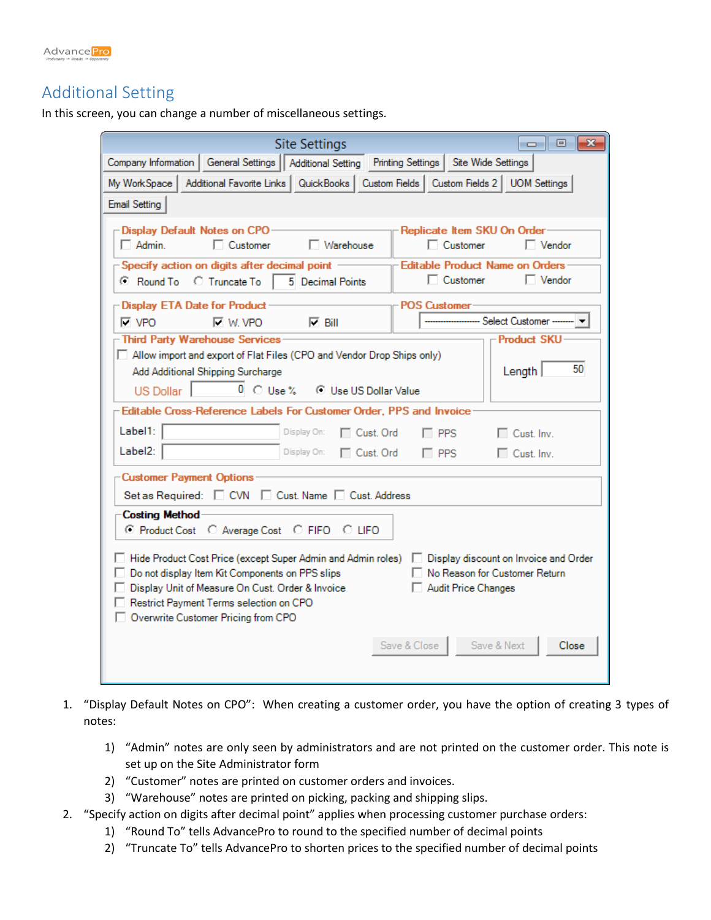## Additional Setting

In this screen, you can change a number of miscellaneous settings.

1. "Display Default Notes on CPO": When creating a customer order, you have the option of creating 3 types of notes:
   1) "Admin" notes are only seen by administrators and are not printed on the customer order. This note is set up on the Site Administrator form
   2) "Customer" notes are printed on customer orders and invoices.
   3) "Warehouse" notes are printed on picking, packing and shipping slips.
2. "Specify action on digits after decimal point" applies when processing customer purchase orders:
   1) "Round To" tells AdvancePro to round to the specified number of decimal points
   2) "Truncate To" tells AdvancePro to shorten prices to the specified number of decimal points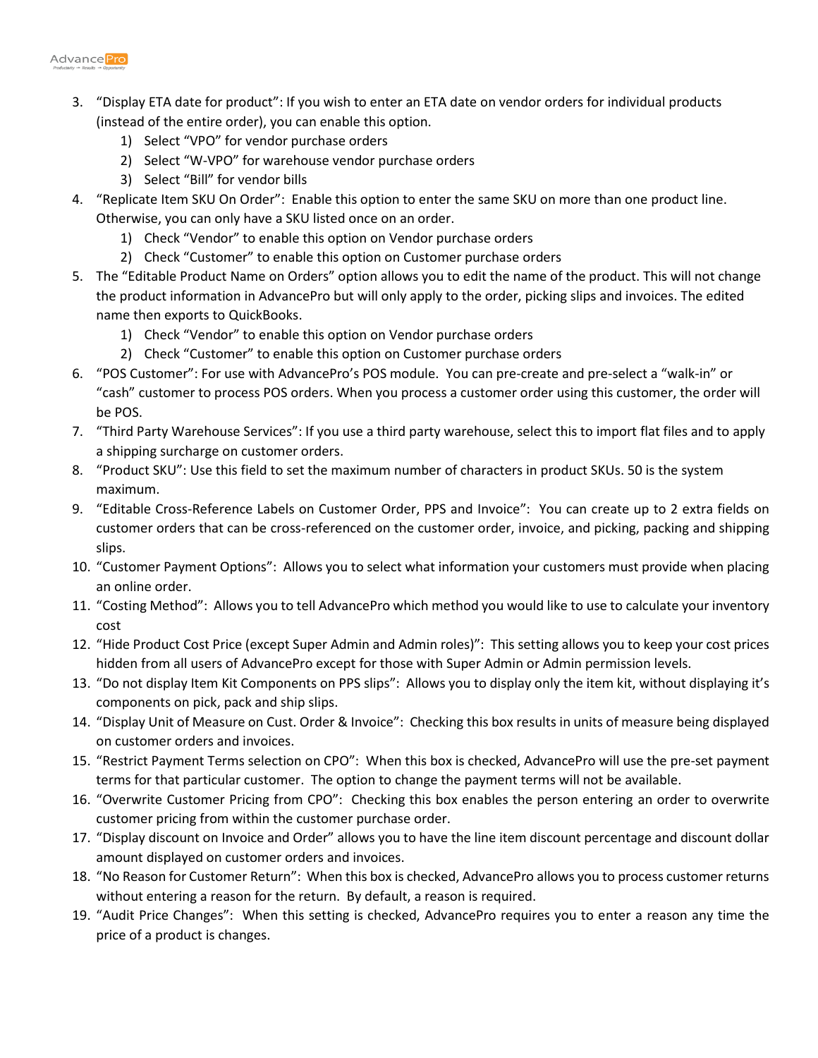3. “Display ETA date for product”: If you wish to enter an ETA date on vendor orders for individual products (instead of the entire order), you can enable this option.
    1) Select “VPO” for vendor purchase orders
    2) Select “W-VPO” for warehouse vendor purchase orders
    3) Select “Bill” for vendor bills
4. “Replicate Item SKU On Order”: Enable this option to enter the same SKU on more than one product line. Otherwise, you can only have a SKU listed once on an order.
    1) Check “Vendor” to enable this option on Vendor purchase orders
    2) Check “Customer” to enable this option on Customer purchase orders
5. The “Editable Product Name on Orders” option allows you to edit the name of the product. This will not change the product information in AdvancePro but will only apply to the order, picking slips and invoices. The edited name then exports to QuickBooks.
    1) Check “Vendor” to enable this option on Vendor purchase orders
    2) Check “Customer” to enable this option on Customer purchase orders
6. “POS Customer”: For use with AdvancePro’s POS module. You can pre-create and pre-select a “walk-in” or “cash” customer to process POS orders. When you process a customer order using this customer, the order will be POS.
7. “Third Party Warehouse Services”: If you use a third party warehouse, select this to import flat files and to apply a shipping surcharge on customer orders.
8. “Product SKU”: Use this field to set the maximum number of characters in product SKUs. 50 is the system maximum.
9. “Editable Cross-Reference Labels on Customer Order, PPS and Invoice”: You can create up to 2 extra fields on customer orders that can be cross-referenced on the customer order, invoice, and picking, packing and shipping slips.
10. “Customer Payment Options”: Allows you to select what information your customers must provide when placing an online order.
11. “Costing Method”: Allows you to tell AdvancePro which method you would like to use to calculate your inventory cost
12. “Hide Product Cost Price (except Super Admin and Admin roles)”: This setting allows you to keep your cost prices hidden from all users of AdvancePro except for those with Super Admin or Admin permission levels.
13. “Do not display Item Kit Components on PPS slips”: Allows you to display only the item kit, without displaying it’s components on pick, pack and ship slips.
14. “Display Unit of Measure on Cust. Order & Invoice”: Checking this box results in units of measure being displayed on customer orders and invoices.
15. “Restrict Payment Terms selection on CPO”: When this box is checked, AdvancePro will use the pre-set payment terms for that particular customer. The option to change the payment terms will not be available.
16. “Overwrite Customer Pricing from CPO”: Checking this box enables the person entering an order to overwrite customer pricing from within the customer purchase order.
17. “Display discount on Invoice and Order” allows you to have the line item discount percentage and discount dollar amount displayed on customer orders and invoices.
18. “No Reason for Customer Return”: When this box is checked, AdvancePro allows you to process customer returns without entering a reason for the return. By default, a reason is required.
19. “Audit Price Changes”: When this setting is checked, AdvancePro requires you to enter a reason any time the price of a product is changes.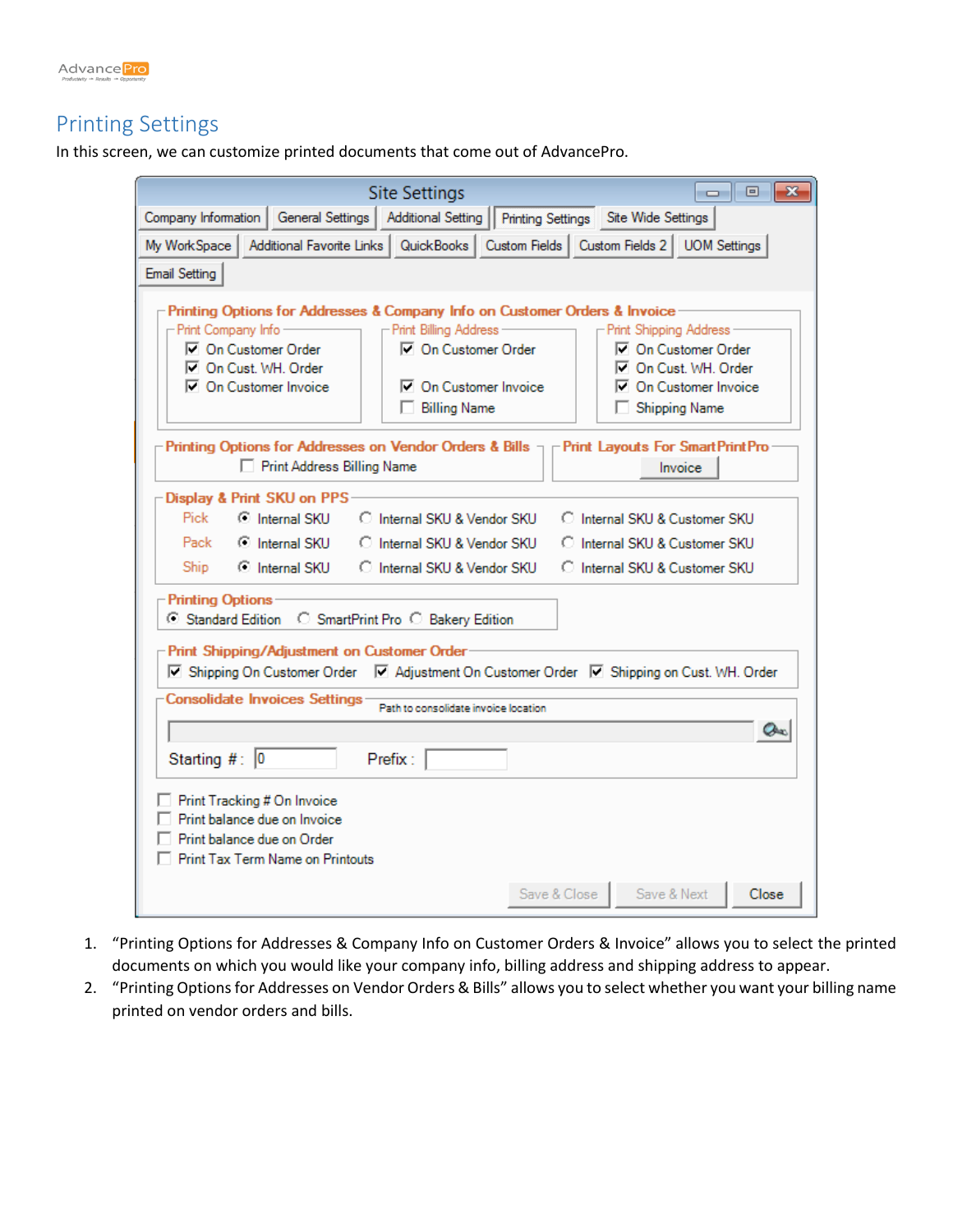## Printing Settings

In this screen, we can customize printed documents that come out of AdvancePro.

1. "Printing Options for Addresses & Company Info on Customer Orders & Invoice" allows you to select the printed documents on which you would like your company info, billing address and shipping address to appear.
2. "Printing Options for Addresses on Vendor Orders & Bills" allows you to select whether you want your billing name printed on vendor orders and bills.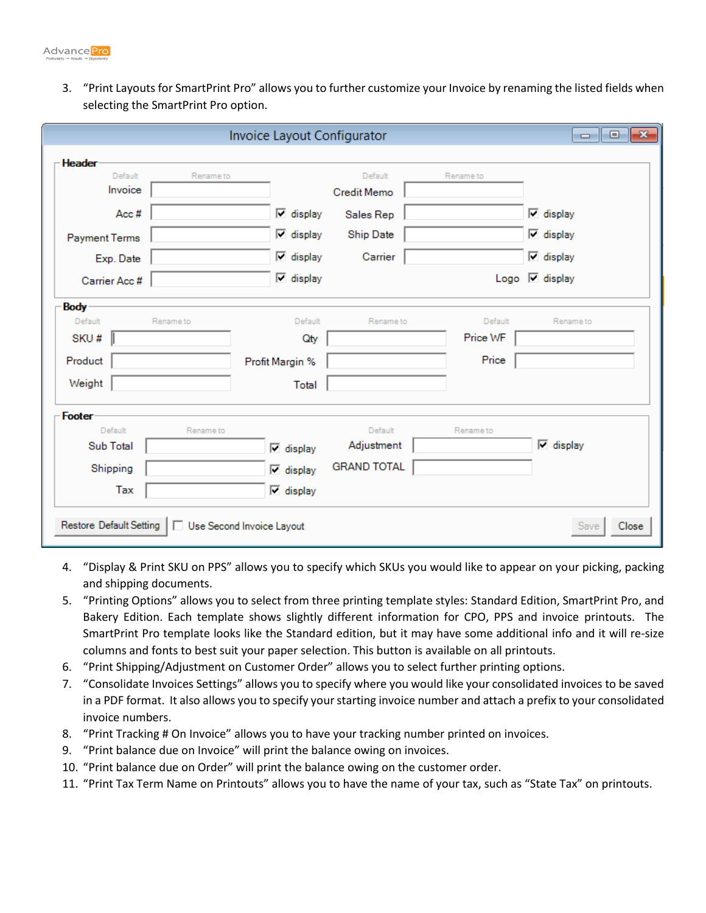3. "Print Layouts for SmartPrint Pro" allows you to further customize your Invoice by renaming the listed fields when selecting the SmartPrint Pro option.

4. "Display & Print SKU on PPS" allows you to specify which SKUs you would like to appear on your picking, packing and shipping documents.
5. "Printing Options" allows you to select from three printing template styles: Standard Edition, SmartPrint Pro, and Bakery Edition. Each template shows slightly different information for CPO, PPS and invoice printouts. The SmartPrint Pro template looks like the Standard edition, but it may have some additional info and it will re-size columns and fonts to best suit your paper selection. This button is available on all printouts.
6. "Print Shipping/Adjustment on Customer Order" allows you to select further printing options.
7. "Consolidate Invoices Settings" allows you to specify where you would like your consolidated invoices to be saved in a PDF format. It also allows you to specify your starting invoice number and attach a prefix to your consolidated invoice numbers.
8. "Print Tracking # On Invoice" allows you to have your tracking number printed on invoices.
9. "Print balance due on Invoice" will print the balance owing on invoices.
10. "Print balance due on Order" will print the balance owing on the customer order.
11. "Print Tax Term Name on Printouts" allows you to have the name of your tax, such as "State Tax" on printouts.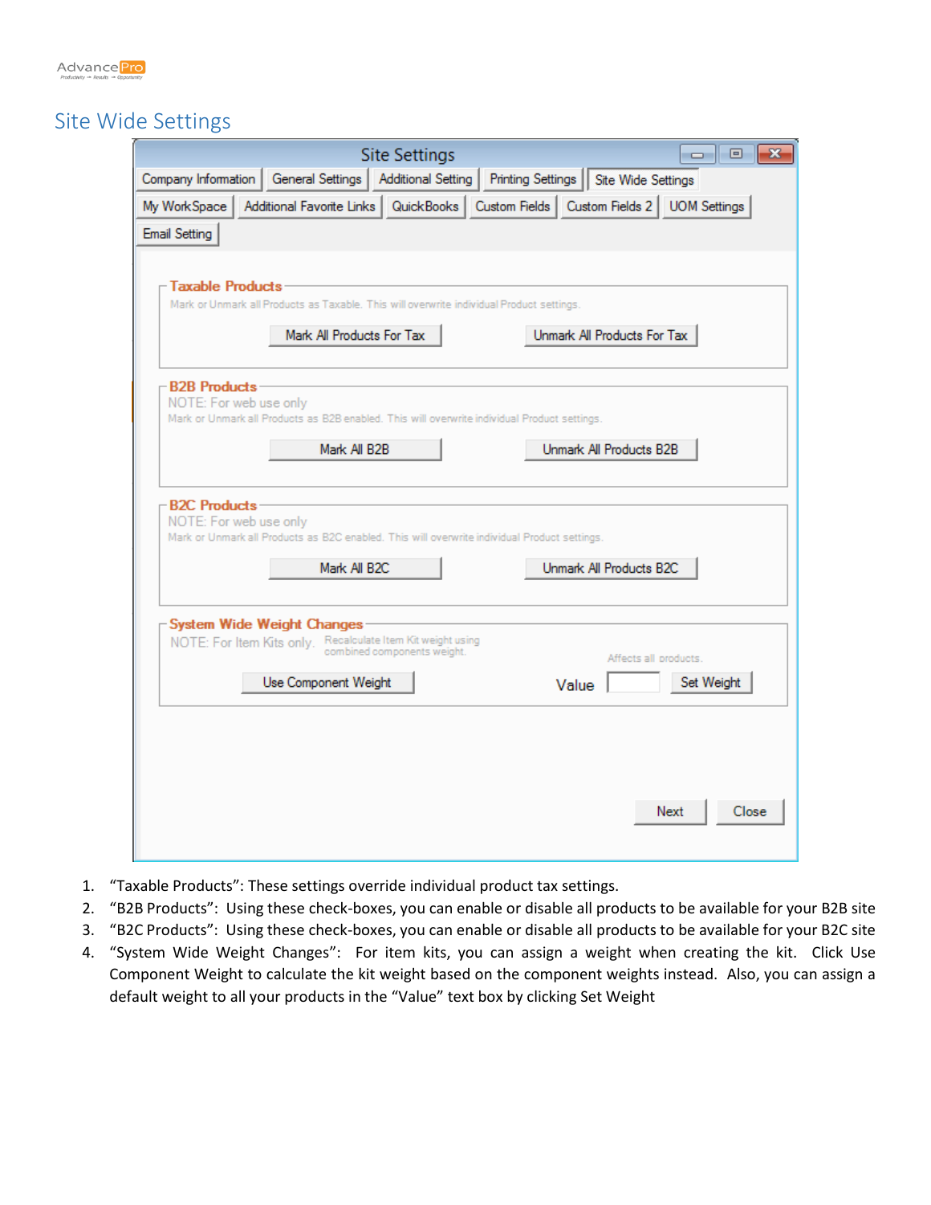## Site Wide Settings

1. "Taxable Products": These settings override individual product tax settings.
2. "B2B Products": Using these check-boxes, you can enable or disable all products to be available for your B2B site
3. "B2C Products": Using these check-boxes, you can enable or disable all products to be available for your B2C site
4. "System Wide Weight Changes": For item kits, you can assign a weight when creating the kit. Click Use Component Weight to calculate the kit weight based on the component weights instead. Also, you can assign a default weight to all your products in the "Value" text box by clicking Set Weight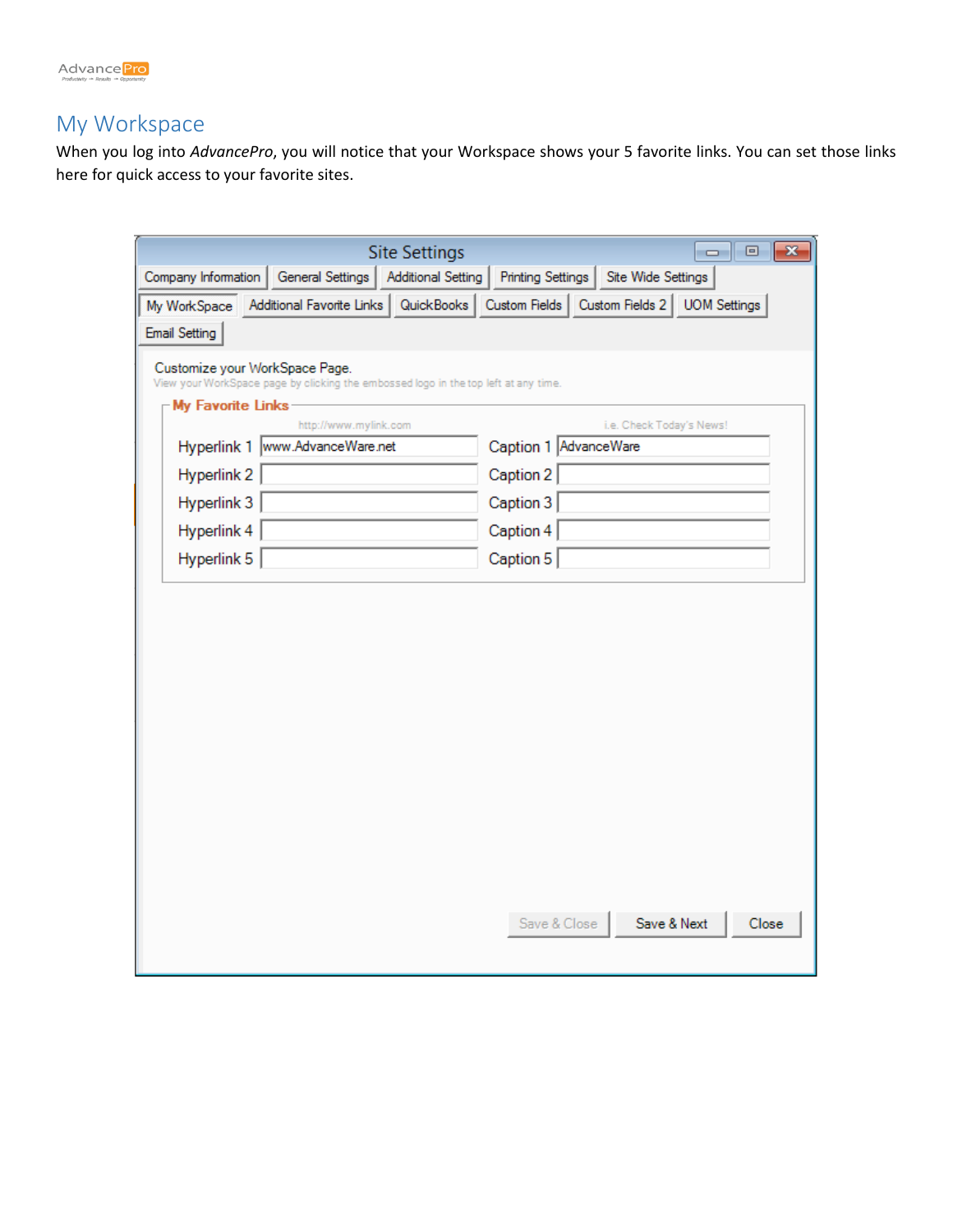## My Workspace

When you log into *AdvancePro*, you will notice that your Workspace shows your 5 favorite links. You can set those links here for quick access to your favorite sites.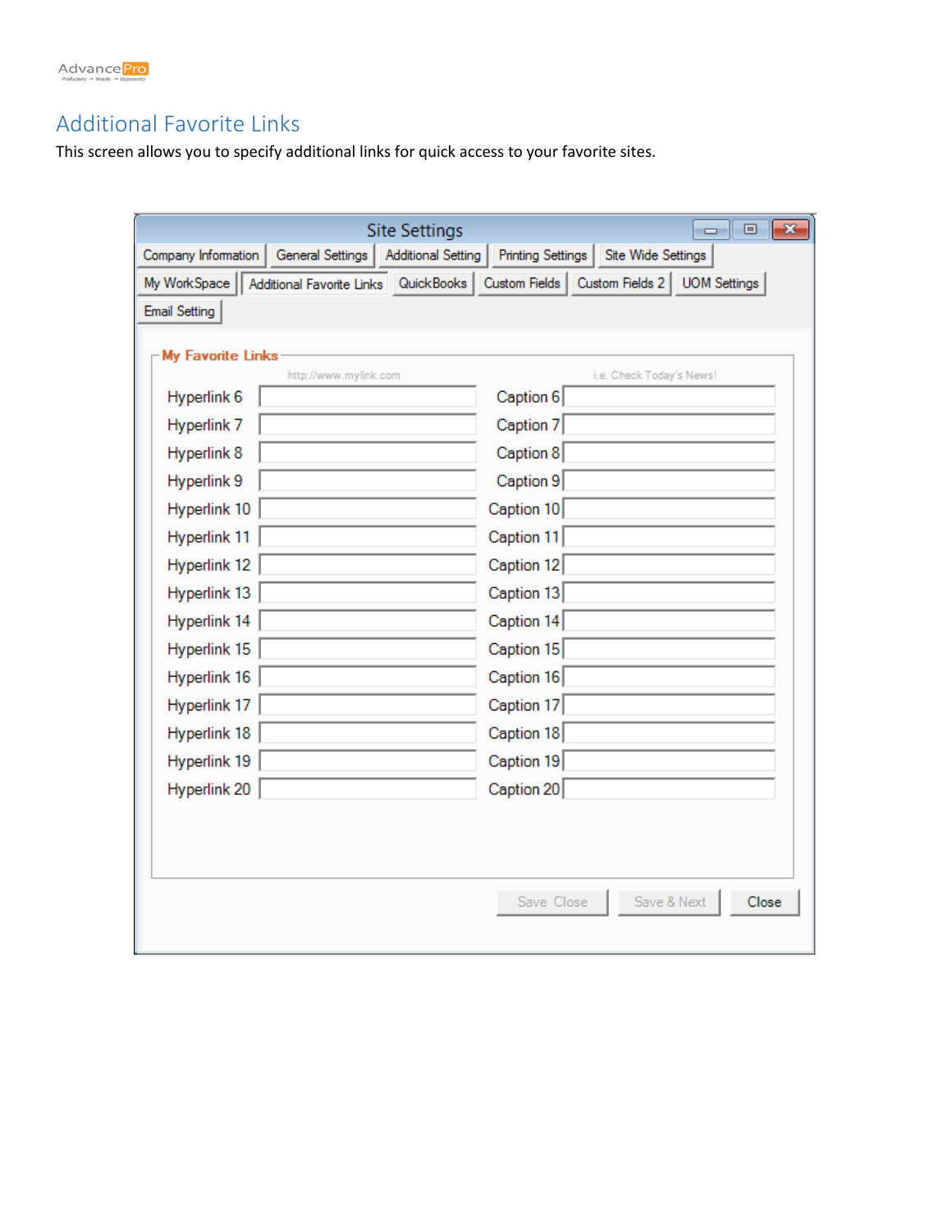## Additional Favorite Links

This screen allows you to specify additional links for quick access to your favorite sites.

Site Settings

Company Information | General Settings | Additional Setting | Printing Settings | Site Wide Settings | My WorkSpace | Additional Favorite Links | QuickBooks | Custom Fields | Custom Fields 2 | UOM Settings | Email Setting

**My Favorite Links**

| http://www.mylink.com | | i.e. Check Today's News! | |
|---|---|---|---|
| Hyperlink 6 | | Caption 6 | |
| Hyperlink 7 | | Caption 7 | |
| Hyperlink 8 | | Caption 8 | |
| Hyperlink 9 | | Caption 9 | |
| Hyperlink 10 | | Caption 10 | |
| Hyperlink 11 | | Caption 11 | |
| Hyperlink 12 | | Caption 12 | |
| Hyperlink 13 | | Caption 13 | |
| Hyperlink 14 | | Caption 14 | |
| Hyperlink 15 | | Caption 15 | |
| Hyperlink 16 | | Caption 16 | |
| Hyperlink 17 | | Caption 17 | |
| Hyperlink 18 | | Caption 18 | |
| Hyperlink 19 | | Caption 19 | |
| Hyperlink 20 | | Caption 20 | |

Save Close | Save & Next | Close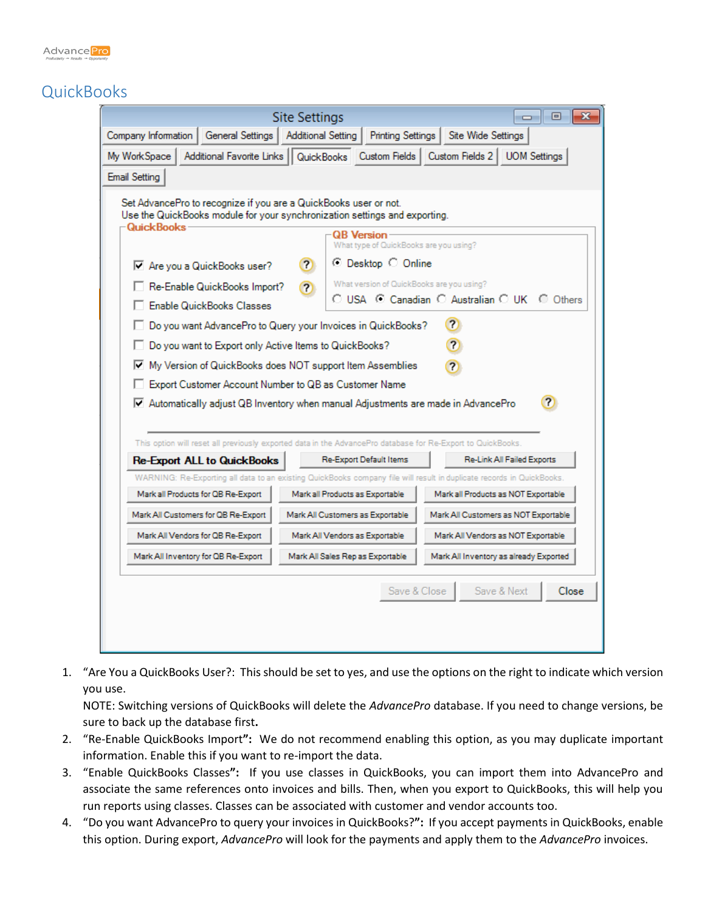# QuickBooks

1. “Are You a QuickBooks User?: This should be set to yes, and use the options on the right to indicate which version you use.
   NOTE: Switching versions of QuickBooks will delete the *AdvancePro* database. If you need to change versions, be sure to back up the database first**.**
2. “Re-Enable QuickBooks Import**”:** We do not recommend enabling this option, as you may duplicate important information. Enable this if you want to re-import the data.
3. “Enable QuickBooks Classes**”:** If you use classes in QuickBooks, you can import them into AdvancePro and associate the same references onto invoices and bills. Then, when you export to QuickBooks, this will help you run reports using classes. Classes can be associated with customer and vendor accounts too.
4. “Do you want AdvancePro to query your invoices in QuickBooks?**”:** If you accept payments in QuickBooks, enable this option. During export, *AdvancePro* will look for the payments and apply them to the *AdvancePro* invoices.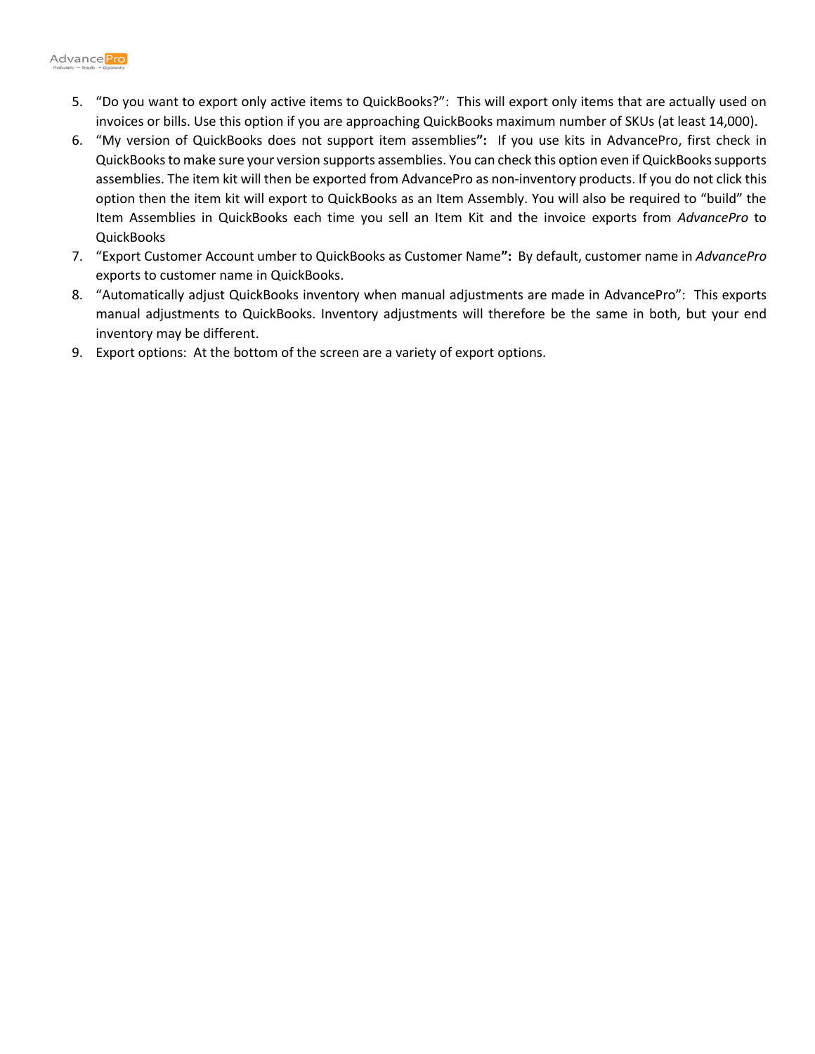5. "Do you want to export only active items to QuickBooks?": This will export only items that are actually used on invoices or bills. Use this option if you are approaching QuickBooks maximum number of SKUs (at least 14,000).
6. "My version of QuickBooks does not support item assemblies**":** If you use kits in AdvancePro, first check in QuickBooks to make sure your version supports assemblies. You can check this option even if QuickBooks supports assemblies. The item kit will then be exported from AdvancePro as non-inventory products. If you do not click this option then the item kit will export to QuickBooks as an Item Assembly. You will also be required to "build" the Item Assemblies in QuickBooks each time you sell an Item Kit and the invoice exports from *AdvancePro* to QuickBooks
7. "Export Customer Account umber to QuickBooks as Customer Name**":** By default, customer name in *AdvancePro* exports to customer name in QuickBooks.
8. "Automatically adjust QuickBooks inventory when manual adjustments are made in AdvancePro": This exports manual adjustments to QuickBooks. Inventory adjustments will therefore be the same in both, but your end inventory may be different.
9. Export options: At the bottom of the screen are a variety of export options.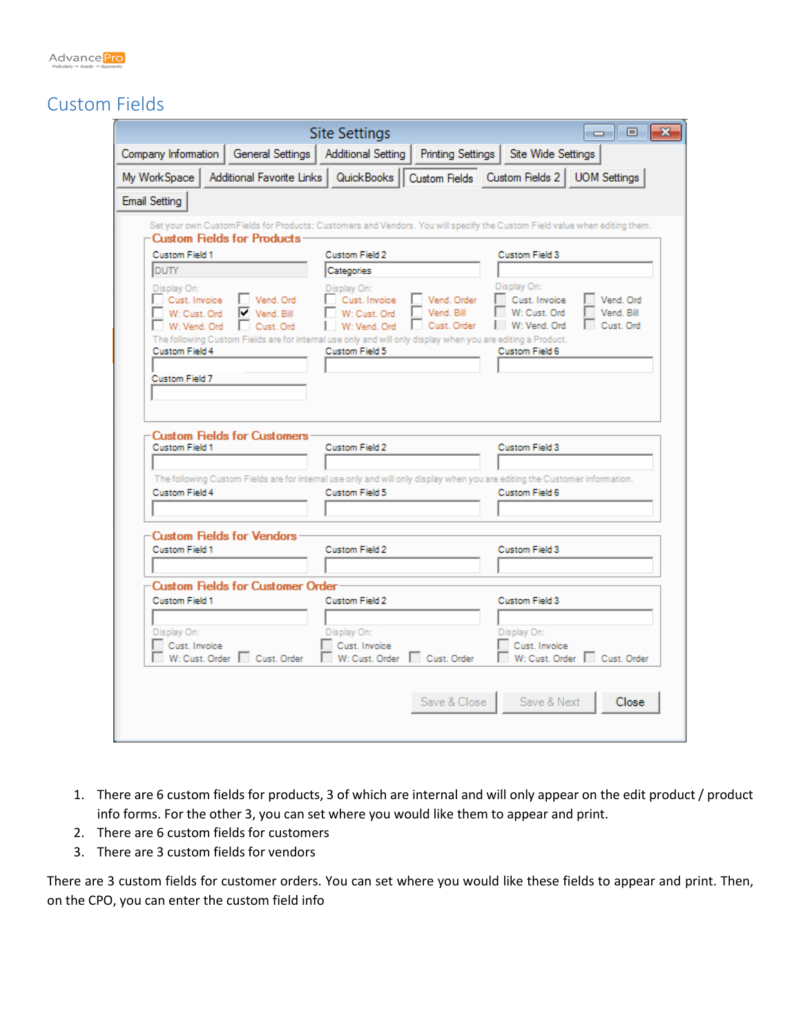# Custom Fields

1. There are 6 custom fields for products, 3 of which are internal and will only appear on the edit product / product info forms. For the other 3, you can set where you would like them to appear and print.
2. There are 6 custom fields for customers
3. There are 3 custom fields for vendors

There are 3 custom fields for customer orders. You can set where you would like these fields to appear and print. Then, on the CPO, you can enter the custom field info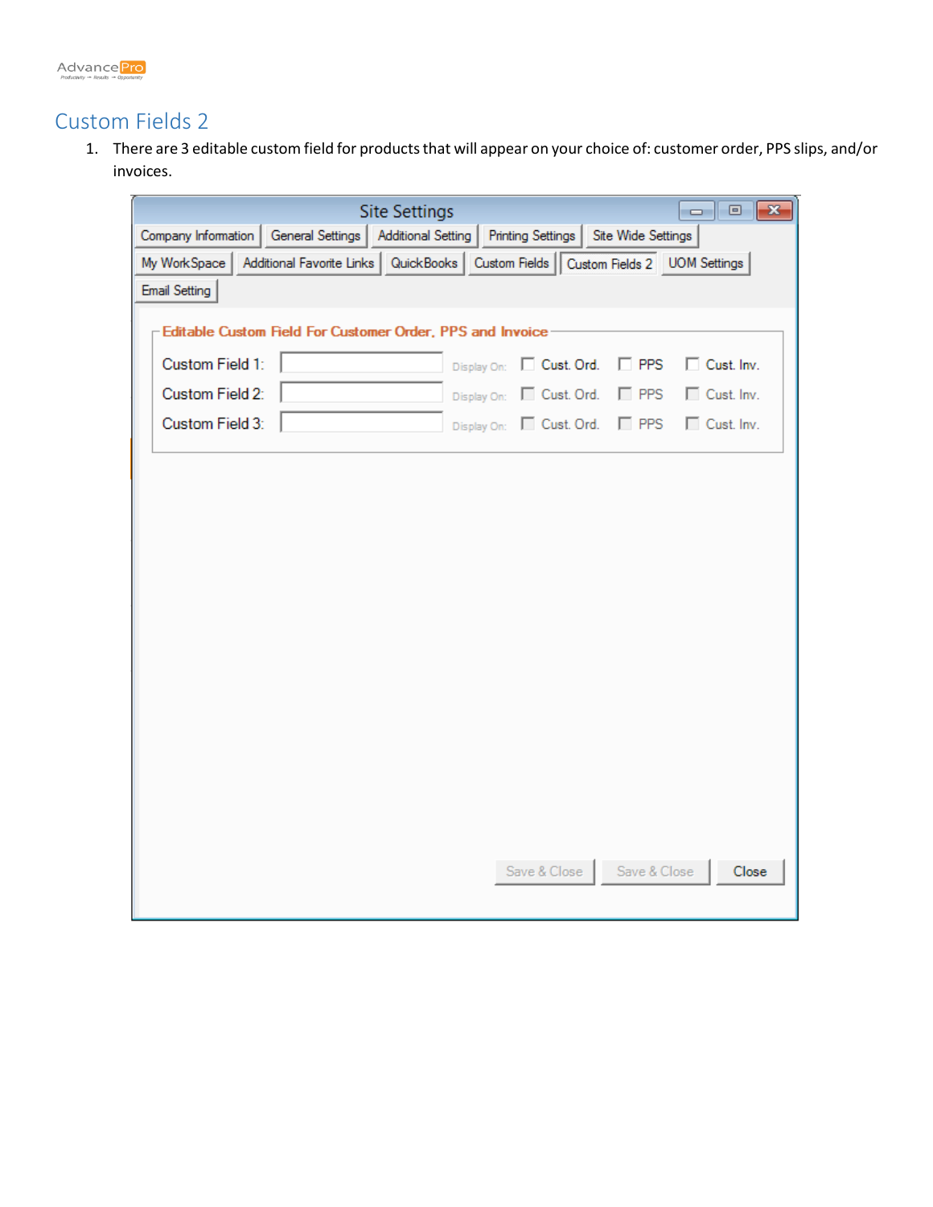## Custom Fields 2

1. There are 3 editable custom field for products that will appear on your choice of: customer order, PPS slips, and/or invoices.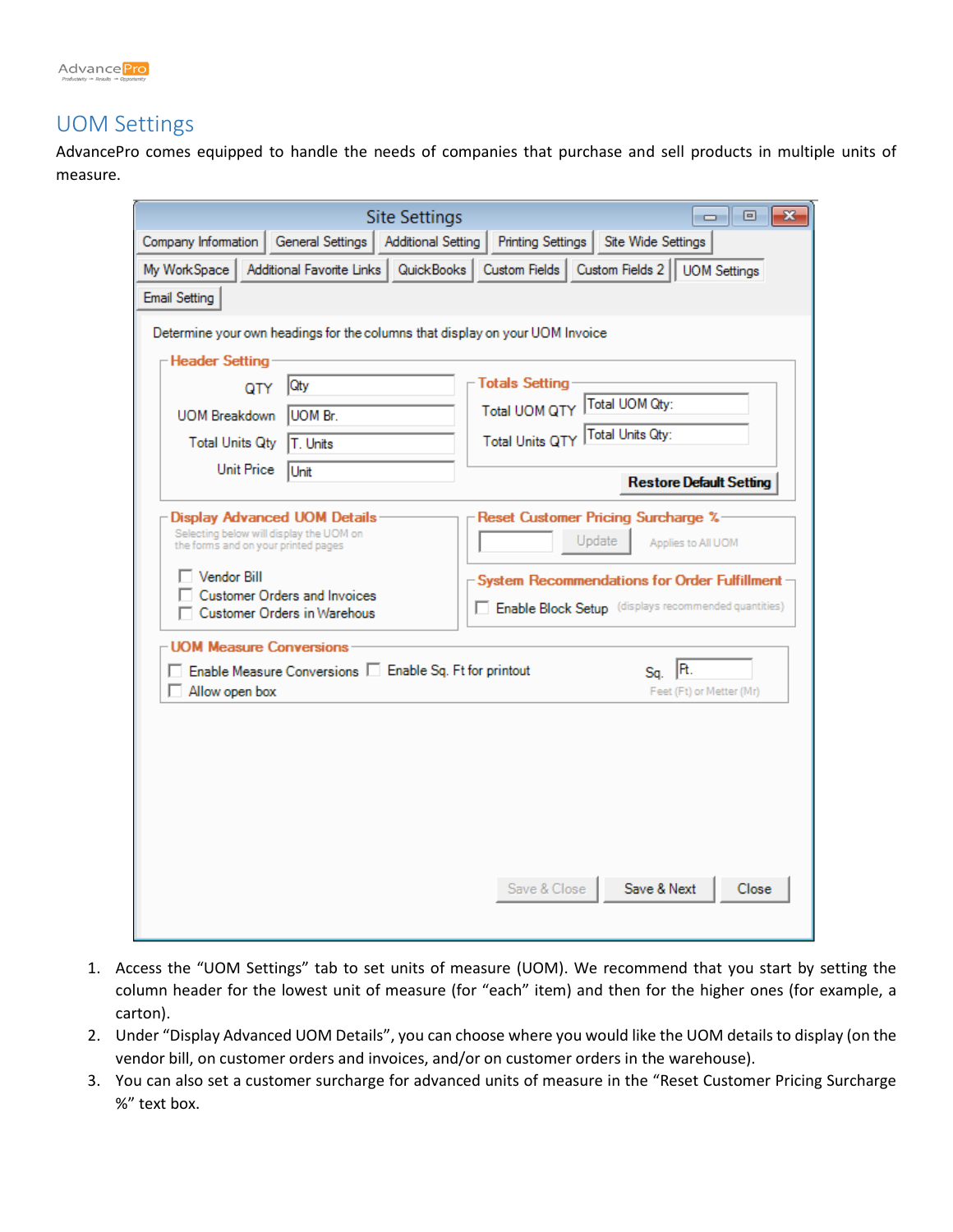## UOM Settings

AdvancePro comes equipped to handle the needs of companies that purchase and sell products in multiple units of measure.

1. Access the "UOM Settings" tab to set units of measure (UOM). We recommend that you start by setting the column header for the lowest unit of measure (for "each" item) and then for the higher ones (for example, a carton).
2. Under "Display Advanced UOM Details", you can choose where you would like the UOM details to display (on the vendor bill, on customer orders and invoices, and/or on customer orders in the warehouse).
3. You can also set a customer surcharge for advanced units of measure in the "Reset Customer Pricing Surcharge %" text box.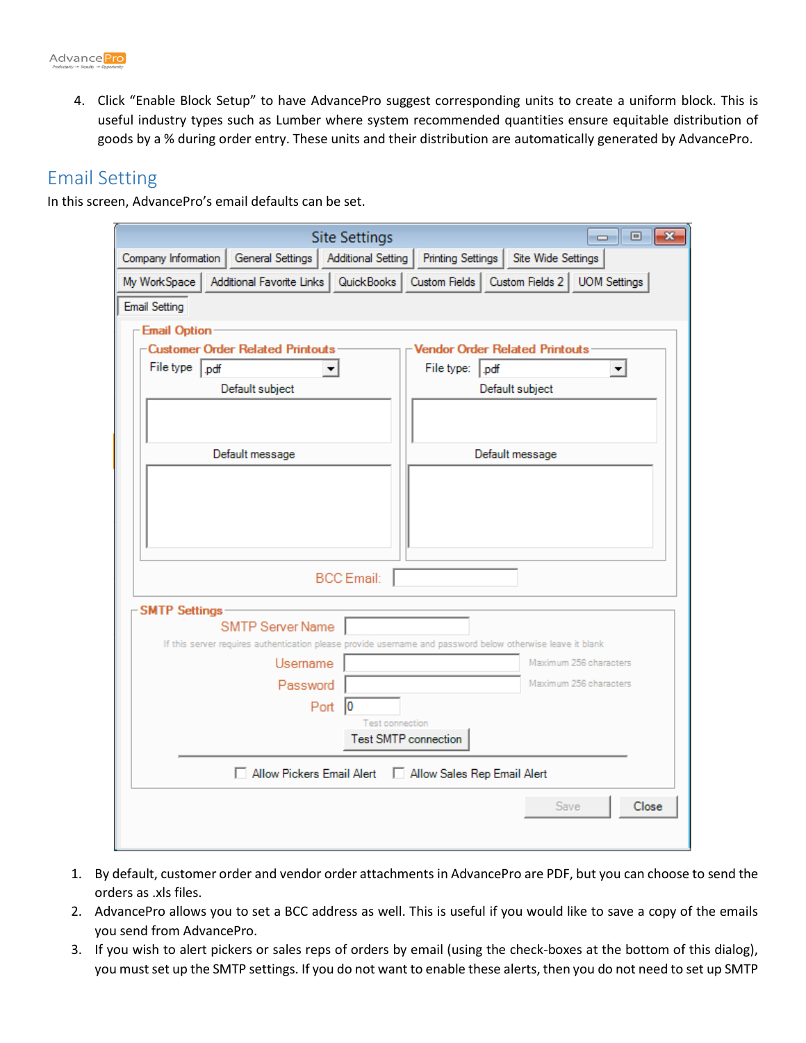4. Click "Enable Block Setup" to have AdvancePro suggest corresponding units to create a uniform block. This is useful industry types such as Lumber where system recommended quantities ensure equitable distribution of goods by a % during order entry. These units and their distribution are automatically generated by AdvancePro.

## Email Setting

In this screen, AdvancePro's email defaults can be set.

1. By default, customer order and vendor order attachments in AdvancePro are PDF, but you can choose to send the orders as .xls files.
2. AdvancePro allows you to set a BCC address as well. This is useful if you would like to save a copy of the emails you send from AdvancePro.
3. If you wish to alert pickers or sales reps of orders by email (using the check-boxes at the bottom of this dialog), you must set up the SMTP settings. If you do not want to enable these alerts, then you do not need to set up SMTP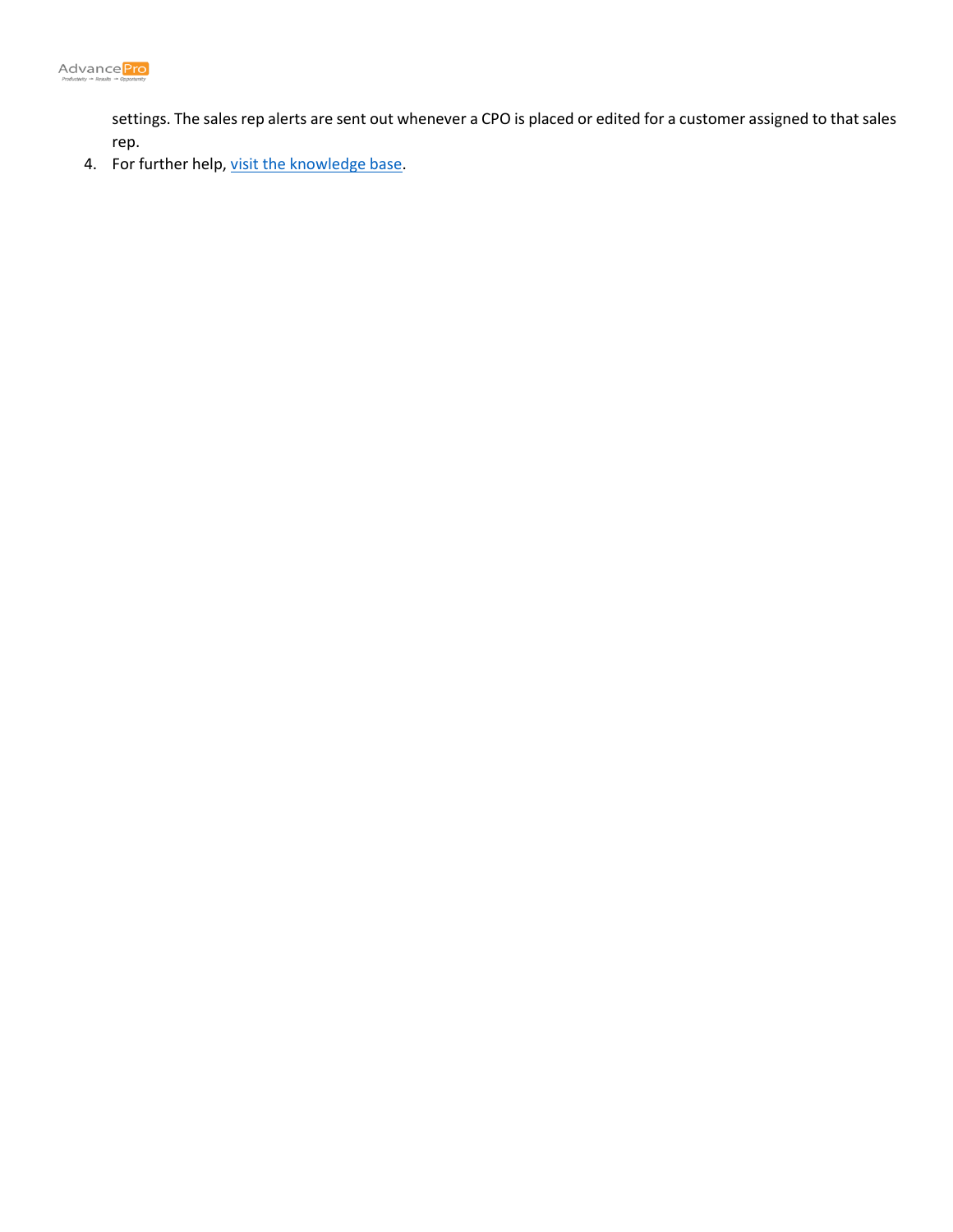settings. The sales rep alerts are sent out whenever a CPO is placed or edited for a customer assigned to that sales rep.

4. For further help, visit the knowledge base.